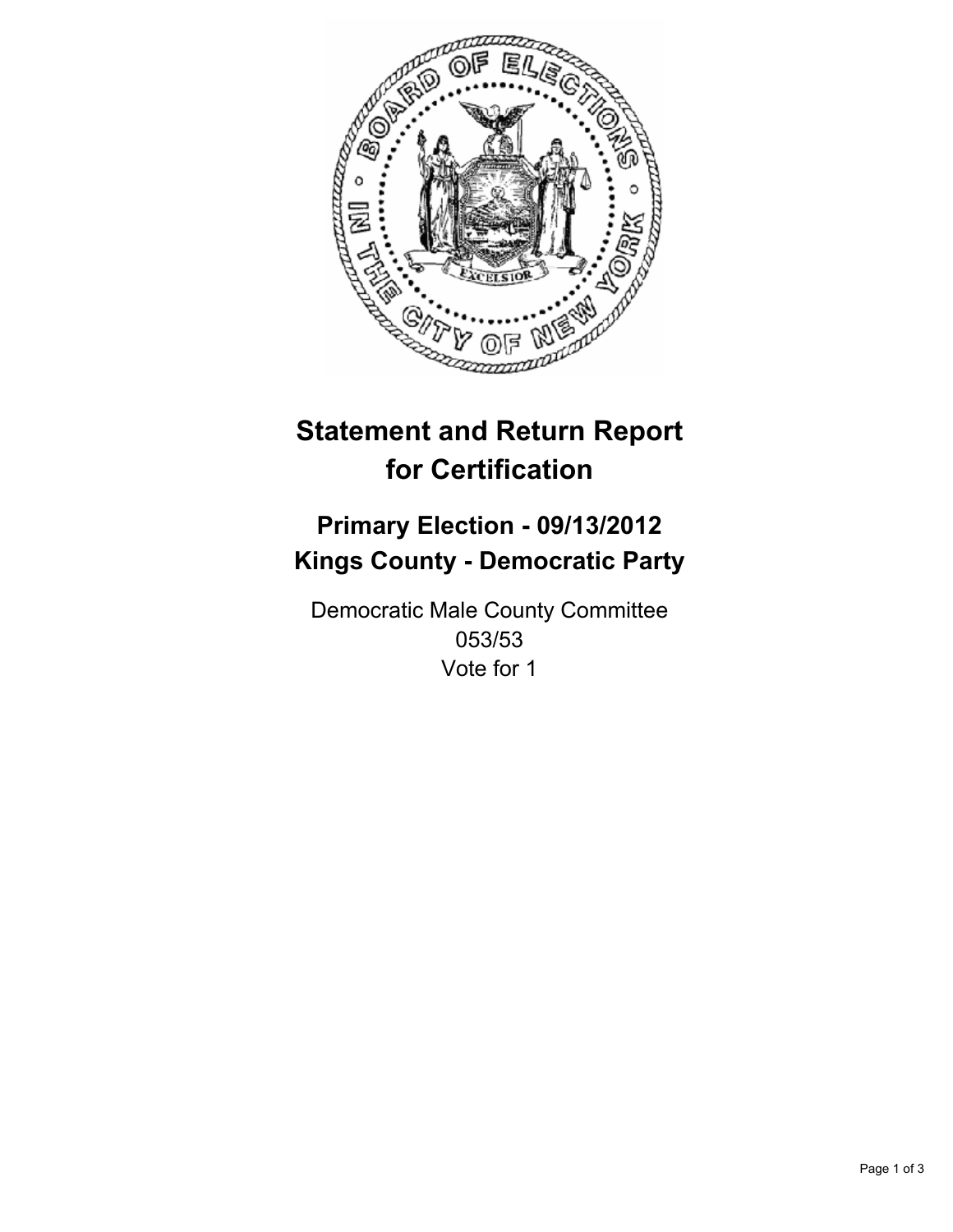# Statement and Return Report for Certification

## Primary Election - 09/13/2012
## Kings County - Democratic Party

Democratic Male County Committee
053/53
Vote for 1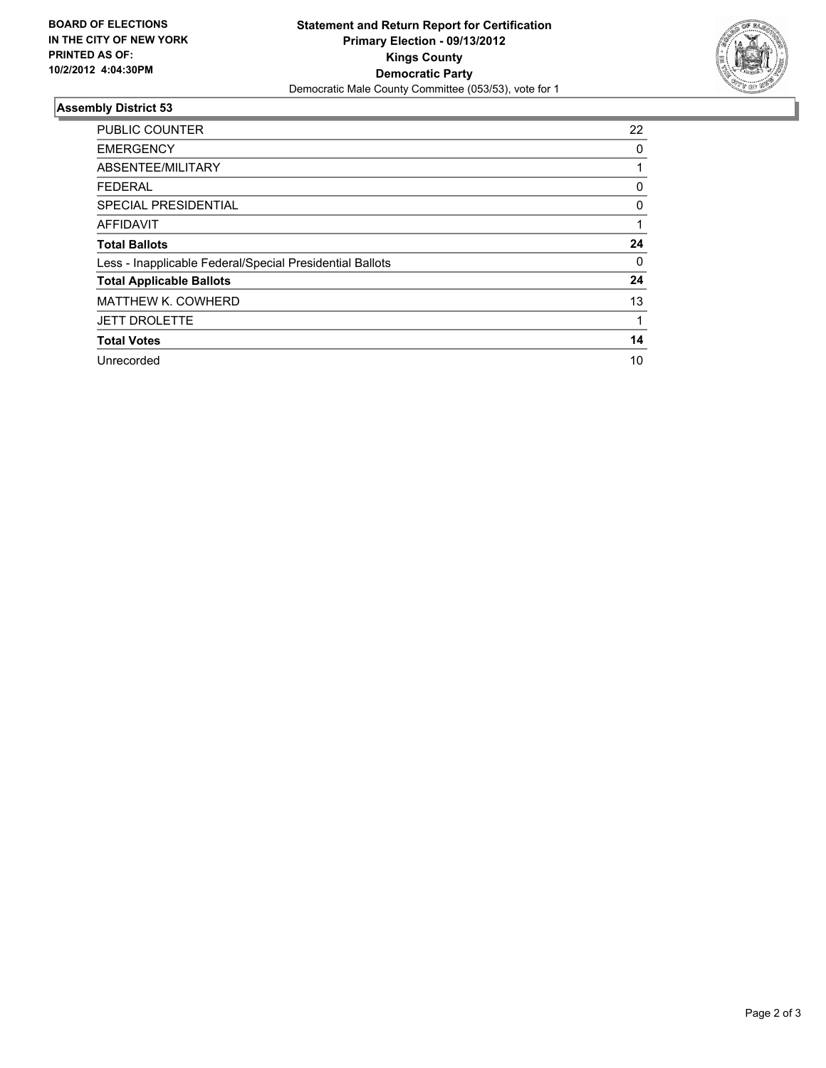**BOARD OF ELECTIONS IN THE CITY OF NEW YORK PRINTED AS OF: 10/2/2012 4:04:30PM**

**Statement and Return Report for Certification**
**Primary Election - 09/13/2012**
**Kings County**
**Democratic Party**
Democratic Male County Committee (053/53), vote for 1

## Assembly District 53

| | |
|---|---|
| PUBLIC COUNTER | 22 |
| EMERGENCY | 0 |
| ABSENTEE/MILITARY | 1 |
| FEDERAL | 0 |
| SPECIAL PRESIDENTIAL | 0 |
| AFFIDAVIT | 1 |
| **Total Ballots** | **24** |
| Less - Inapplicable Federal/Special Presidential Ballots | 0 |
| **Total Applicable Ballots** | **24** |
| MATTHEW K. COWHERD | 13 |
| JETT DROLETTE | 1 |
| **Total Votes** | **14** |
| Unrecorded | 10 |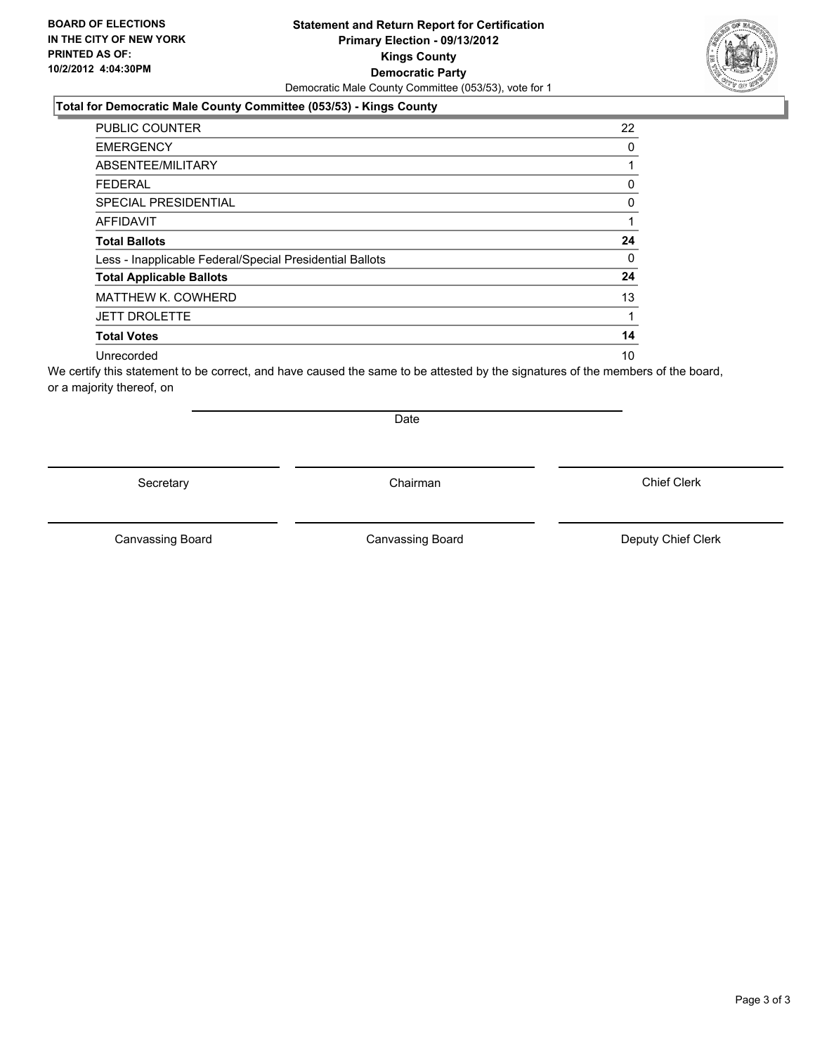**BOARD OF ELECTIONS IN THE CITY OF NEW YORK PRINTED AS OF: 10/2/2012 4:04:30PM**

**Statement and Return Report for Certification**
**Primary Election - 09/13/2012**
**Kings County**
**Democratic Party**
Democratic Male County Committee (053/53), vote for 1

**Total for Democratic Male County Committee (053/53) - Kings County**

| | |
|---|---|
| PUBLIC COUNTER | 22 |
| EMERGENCY | 0 |
| ABSENTEE/MILITARY | 1 |
| FEDERAL | 0 |
| SPECIAL PRESIDENTIAL | 0 |
| AFFIDAVIT | 1 |
| **Total Ballots** | **24** |
| Less - Inapplicable Federal/Special Presidential Ballots | 0 |
| **Total Applicable Ballots** | **24** |
| MATTHEW K. COWHERD | 13 |
| JETT DROLETTE | 1 |
| **Total Votes** | **14** |
| Unrecorded | 10 |

We certify this statement to be correct, and have caused the same to be attested by the signatures of the members of the board, or a majority thereof, on

Date

Secretary

Chairman

Chief Clerk

Canvassing Board

Canvassing Board

Deputy Chief Clerk